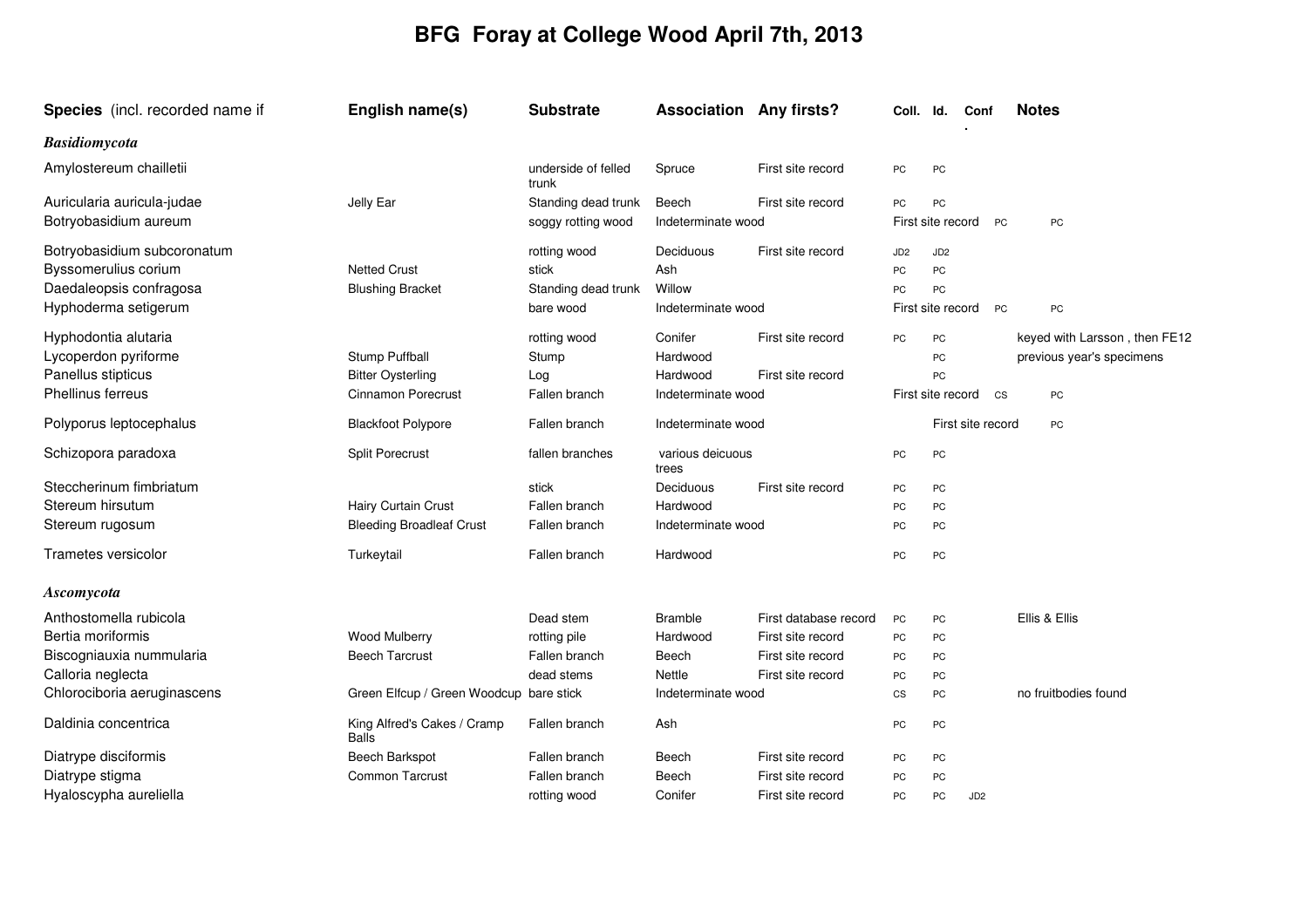# BFG Foray at College Wood April 7th, 2013

| Species (incl. recorded name if | English name(s) | Substrate | Association | Any firsts? | Coll. | Id. | Conf. | Notes |
|---|---|---|---|---|---|---|---|---|
| ***Basidiomycota*** | | | | | | | | |
| Amylostereum chailletii | | underside of felled trunk | Spruce | First site record | PC | PC | | |
| Auricularia auricula-judae | Jelly Ear | Standing dead trunk | Beech | First site record | PC | PC | | |
| Botryobasidium aureum | | soggy rotting wood | Indeterminate wood | First site record | PC | PC | | |
| Botryobasidium subcoronatum | | rotting wood | Deciduous | First site record | JD2 | JD2 | | |
| Byssomerulius corium | Netted Crust | stick | Ash | | PC | PC | | |
| Daedaleopsis confragosa | Blushing Bracket | Standing dead trunk | Willow | | PC | PC | | |
| Hyphoderma setigerum | | bare wood | Indeterminate wood | First site record | PC | PC | | |
| Hyphodontia alutaria | | rotting wood | Conifer | First site record | PC | PC | | keyed with Larsson , then FE12 |
| Lycoperdon pyriforme | Stump Puffball | Stump | Hardwood | | | PC | | previous year's specimens |
| Panellus stipticus | Bitter Oysterling | Log | Hardwood | First site record | | PC | | |
| Phellinus ferreus | Cinnamon Porecrust | Fallen branch | Indeterminate wood | First site record | CS | PC | | |
| Polyporus leptocephalus | Blackfoot Polypore | Fallen branch | Indeterminate wood | First site record | | PC | | |
| Schizopora paradoxa | Split Porecrust | fallen branches | various deicuous trees | | PC | PC | | |
| Steccherinum fimbriatum | | stick | Deciduous | First site record | PC | PC | | |
| Stereum hirsutum | Hairy Curtain Crust | Fallen branch | Hardwood | | PC | PC | | |
| Stereum rugosum | Bleeding Broadleaf Crust | Fallen branch | Indeterminate wood | | PC | PC | | |
| Trametes versicolor | Turkeytail | Fallen branch | Hardwood | | PC | PC | | |
| ***Ascomycota*** | | | | | | | | |
| Anthostomella rubicola | | Dead stem | Bramble | First database record | PC | PC | | Ellis & Ellis |
| Bertia moriformis | Wood Mulberry | rotting pile | Hardwood | First site record | PC | PC | | |
| Biscogniauxia nummularia | Beech Tarcrust | Fallen branch | Beech | First site record | PC | PC | | |
| Calloria neglecta | | dead stems | Nettle | First site record | PC | PC | | |
| Chlorociboria aeruginascens | Green Elfcup / Green Woodcup | bare stick | Indeterminate wood | | CS | PC | | no fruitbodies found |
| Daldinia concentrica | King Alfred's Cakes / Cramp Balls | Fallen branch | Ash | | PC | PC | | |
| Diatrype disciformis | Beech Barkspot | Fallen branch | Beech | First site record | PC | PC | | |
| Diatrype stigma | Common Tarcrust | Fallen branch | Beech | First site record | PC | PC | | |
| Hyaloscypha aureliella | | rotting wood | Conifer | First site record | PC | PC | JD2 | |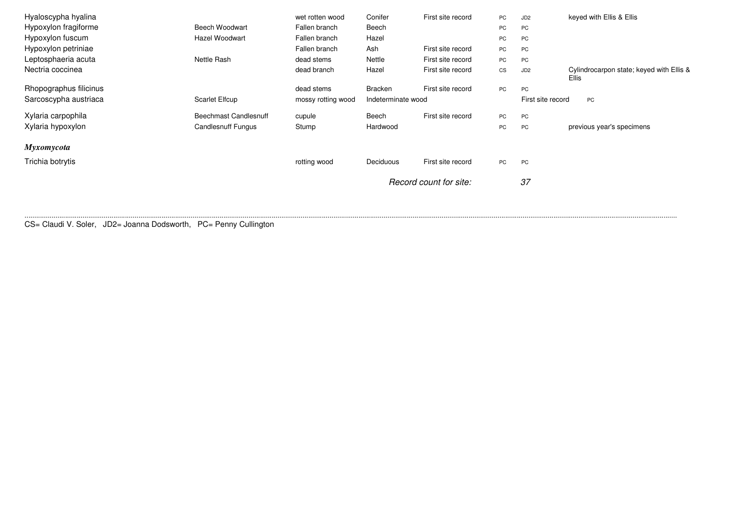| | | | | | | | |
|---|---|---|---|---|---|---|---|
| Hyaloscypha hyalina | | wet rotten wood | Conifer | First site record | PC | JD2 | keyed with Ellis & Ellis |
| Hypoxylon fragiforme | Beech Woodwart | Fallen branch | Beech | | PC | PC | |
| Hypoxylon fuscum | Hazel Woodwart | Fallen branch | Hazel | | PC | PC | |
| Hypoxylon petriniae | | Fallen branch | Ash | First site record | PC | PC | |
| Leptosphaeria acuta | Nettle Rash | dead stems | Nettle | First site record | PC | PC | |
| Nectria coccinea | | dead branch | Hazel | First site record | CS | JD2 | Cylindrocarpon state; keyed with Ellis & Ellis |
| Rhopographus filicinus | | dead stems | Bracken | First site record | PC | PC | |
| Sarcoscypha austriaca | Scarlet Elfcup | mossy rotting wood | Indeterminate wood | | | First site record | PC |
| Xylaria carpophila | Beechmast Candlesnuff | cupule | Beech | First site record | PC | PC | |
| Xylaria hypoxylon | Candlesnuff Fungus | Stump | Hardwood | | PC | PC | previous year's specimens |
| ***Myxomycota*** | | | | | | | |
| Trichia botrytis | | rotting wood | Deciduous | First site record | PC | PC | |
| | | | | *Record count for site:* | | *37* | |

CS= Claudi V. Soler, JD2= Joanna Dodsworth, PC= Penny Cullington